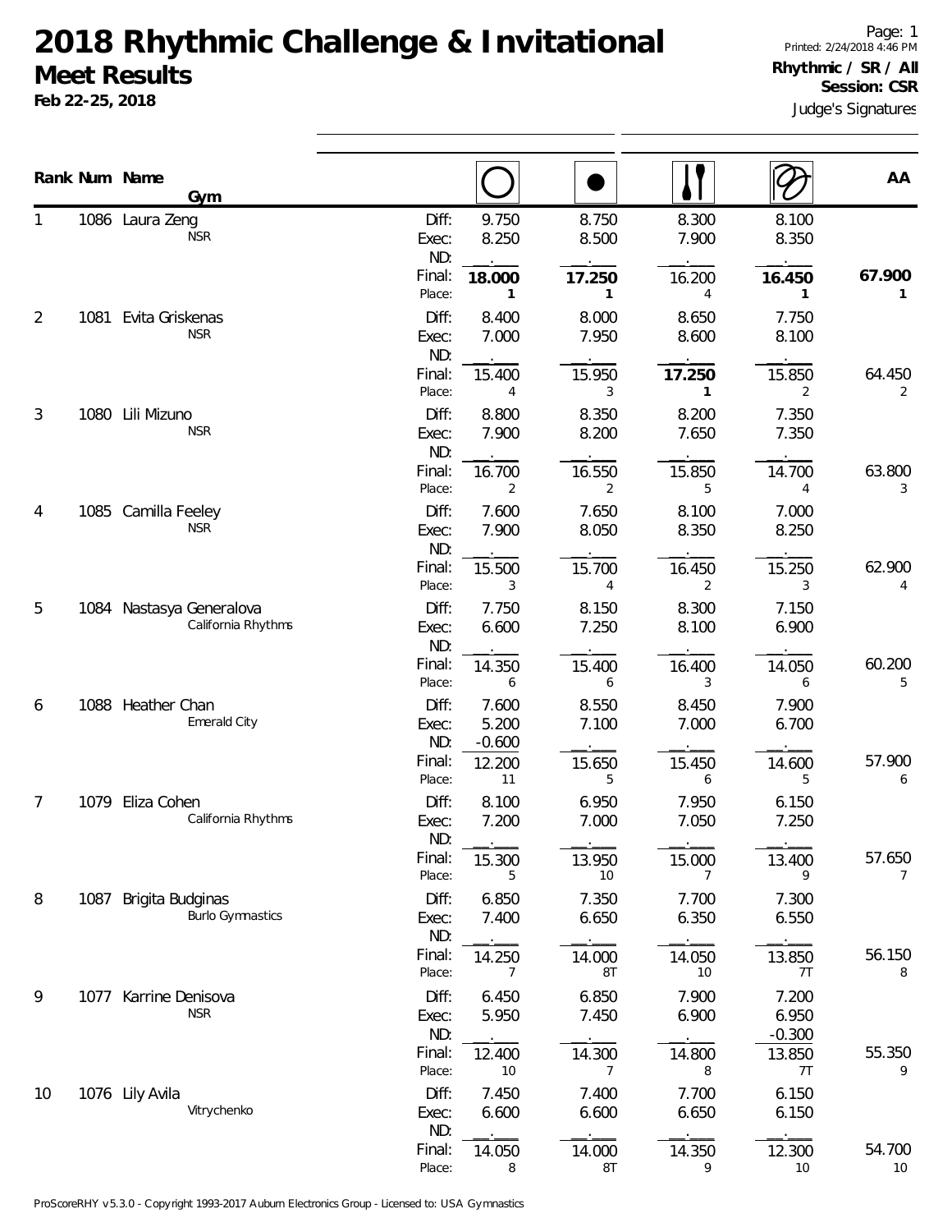# 2018 Rhythmic Challenge & Invitational

## Meet Results

**Feb 22-25, 2018**

Printed: 2/24/2018 4:46 PM

**Rhythmic / SR / All**
**Session: CSR**

Judge's Signatures

| Rank | Num | Name / Gym | | Hoop | Ball | Clubs | Ribbon | AA |
|---|---|---|---|---|---|---|---|---|
| 1 | 1086 | Laura Zeng | Diff: | 9.750 | 8.750 | 8.300 | 8.100 | |
| | | NSR | Exec: | 8.250 | 8.500 | 7.900 | 8.350 | |
| | | | ND: | | | | | |
| | | | Final: | **18.000** | **17.250** | 16.200 | **16.450** | **67.900** |
| | | | Place: | **1** | **1** | 4 | **1** | **1** |
| 2 | 1081 | Evita Griskenas | Diff: | 8.400 | 8.000 | 8.650 | 7.750 | |
| | | NSR | Exec: | 7.000 | 7.950 | 8.600 | 8.100 | |
| | | | ND: | | | | | |
| | | | Final: | 15.400 | 15.950 | **17.250** | 15.850 | 64.450 |
| | | | Place: | 4 | 3 | **1** | 2 | 2 |
| 3 | 1080 | Lili Mizuno | Diff: | 8.800 | 8.350 | 8.200 | 7.350 | |
| | | NSR | Exec: | 7.900 | 8.200 | 7.650 | 7.350 | |
| | | | ND: | | | | | |
| | | | Final: | 16.700 | 16.550 | 15.850 | 14.700 | 63.800 |
| | | | Place: | 2 | 2 | 5 | 4 | 3 |
| 4 | 1085 | Camilla Feeley | Diff: | 7.600 | 7.650 | 8.100 | 7.000 | |
| | | NSR | Exec: | 7.900 | 8.050 | 8.350 | 8.250 | |
| | | | ND: | | | | | |
| | | | Final: | 15.500 | 15.700 | 16.450 | 15.250 | 62.900 |
| | | | Place: | 3 | 4 | 2 | 3 | 4 |
| 5 | 1084 | Nastasya Generalova | Diff: | 7.750 | 8.150 | 8.300 | 7.150 | |
| | | California Rhythms | Exec: | 6.600 | 7.250 | 8.100 | 6.900 | |
| | | | ND: | | | | | |
| | | | Final: | 14.350 | 15.400 | 16.400 | 14.050 | 60.200 |
| | | | Place: | 6 | 6 | 3 | 6 | 5 |
| 6 | 1088 | Heather Chan | Diff: | 7.600 | 8.550 | 8.450 | 7.900 | |
| | | Emerald City | Exec: | 5.200 | 7.100 | 7.000 | 6.700 | |
| | | | ND: | -0.600 | | | | |
| | | | Final: | 12.200 | 15.650 | 15.450 | 14.600 | 57.900 |
| | | | Place: | 11 | 5 | 6 | 5 | 6 |
| 7 | 1079 | Eliza Cohen | Diff: | 8.100 | 6.950 | 7.950 | 6.150 | |
| | | California Rhythms | Exec: | 7.200 | 7.000 | 7.050 | 7.250 | |
| | | | ND: | | | | | |
| | | | Final: | 15.300 | 13.950 | 15.000 | 13.400 | 57.650 |
| | | | Place: | 5 | 10 | 7 | 9 | 7 |
| 8 | 1087 | Brigita Budginas | Diff: | 6.850 | 7.350 | 7.700 | 7.300 | |
| | | Burlo Gymnastics | Exec: | 7.400 | 6.650 | 6.350 | 6.550 | |
| | | | ND: | | | | | |
| | | | Final: | 14.250 | 14.000 | 14.050 | 13.850 | 56.150 |
| | | | Place: | 7 | 8T | 10 | 7T | 8 |
| 9 | 1077 | Karrine Denisova | Diff: | 6.450 | 6.850 | 7.900 | 7.200 | |
| | | NSR | Exec: | 5.950 | 7.450 | 6.900 | 6.950 | |
| | | | ND: | | | | -0.300 | |
| | | | Final: | 12.400 | 14.300 | 14.800 | 13.850 | 55.350 |
| | | | Place: | 10 | 7 | 8 | 7T | 9 |
| 10 | 1076 | Lily Avila | Diff: | 7.450 | 7.400 | 7.700 | 6.150 | |
| | | Vitrychenko | Exec: | 6.600 | 6.600 | 6.650 | 6.150 | |
| | | | ND: | | | | | |
| | | | Final: | 14.050 | 14.000 | 14.350 | 12.300 | 54.700 |
| | | | Place: | 8 | 8T | 9 | 10 | 10 |

ProScoreRHY v5.3.0 - Copyright 1993-2017 Auburn Electronics Group - Licensed to: USA Gymnastics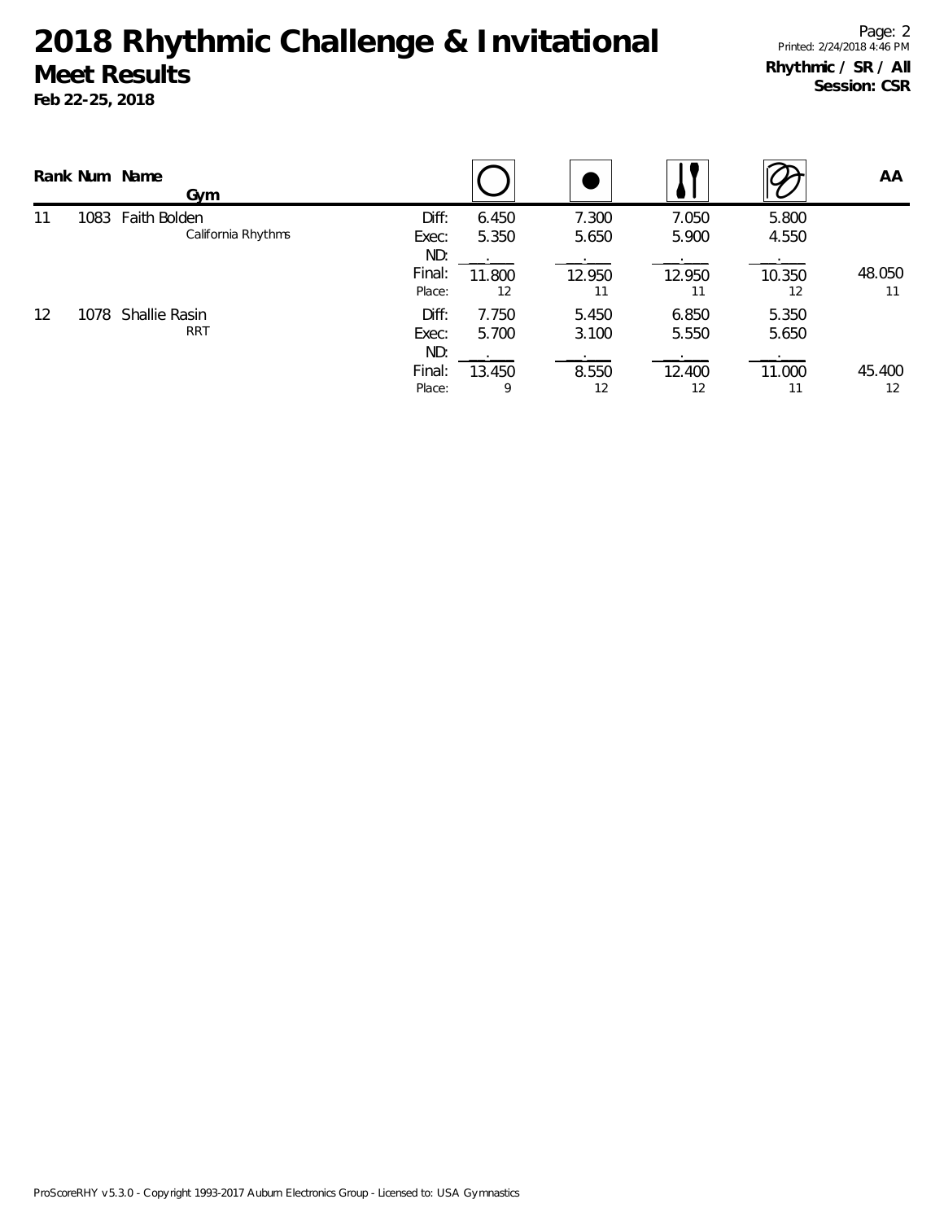# 2018 Rhythmic Challenge & Invitational

**Meet Results**

**Feb 22-25, 2018**

Page: 2
Printed: 2/24/2018 4:46 PM
**Rhythmic / SR / All**
**Session: CSR**

| Rank | Num | Name / Gym | | Hoop | Ball | Clubs | Ribbon | AA |
|---|---|---|---|---|---|---|---|---|
| 11 | 1083 | Faith Bolden | Diff: | 6.450 | 7.300 | 7.050 | 5.800 | |
| | | California Rhythms | Exec: | 5.350 | 5.650 | 5.900 | 4.550 | |
| | | | ND: | . | . | . | . | |
| | | | Final: | 11.800 | 12.950 | 12.950 | 10.350 | 48.050 |
| | | | Place: | 12 | 11 | 11 | 12 | 11 |
| 12 | 1078 | Shallie Rasin | Diff: | 7.750 | 5.450 | 6.850 | 5.350 | |
| | | RRT | Exec: | 5.700 | 3.100 | 5.550 | 5.650 | |
| | | | ND: | . | . | . | . | |
| | | | Final: | 13.450 | 8.550 | 12.400 | 11.000 | 45.400 |
| | | | Place: | 9 | 12 | 12 | 11 | 12 |

ProScoreRHY v5.3.0 - Copyright 1993-2017 Auburn Electronics Group - Licensed to: USA Gymnastics